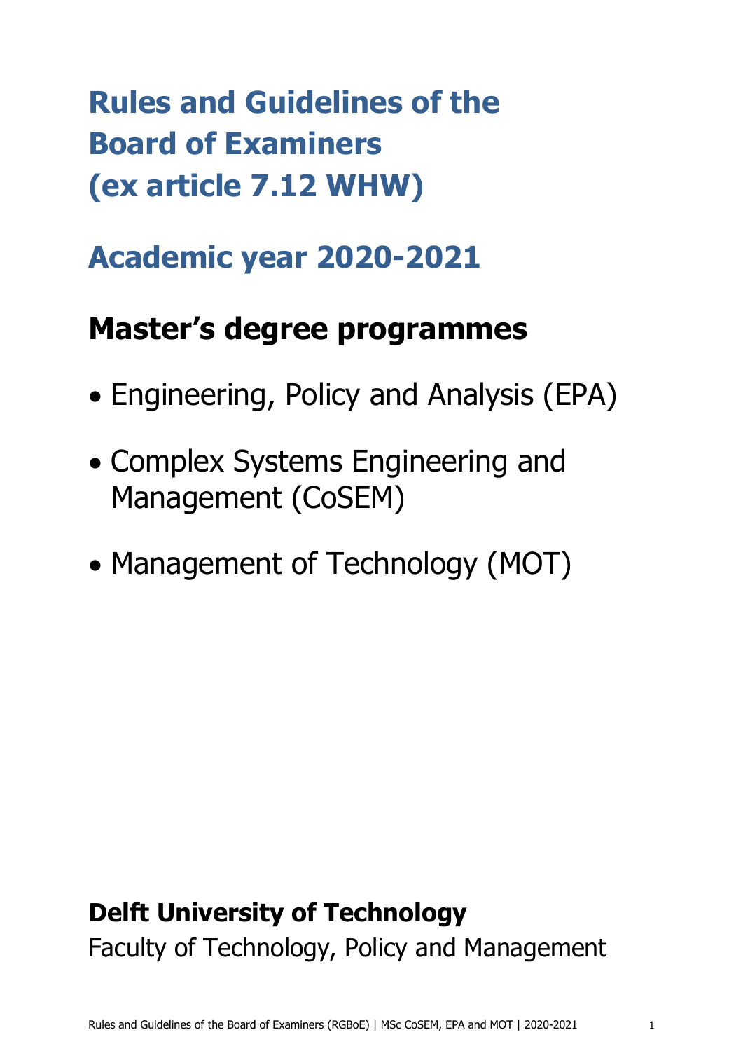# Rules and Guidelines of the Board of Examiners (ex article 7.12 WHW)

## Academic year 2020-2021

## Master's degree programmes

- Engineering, Policy and Analysis (EPA)
- Complex Systems Engineering and Management (CoSEM)
- Management of Technology (MOT)

**Delft University of Technology**

Faculty of Technology, Policy and Management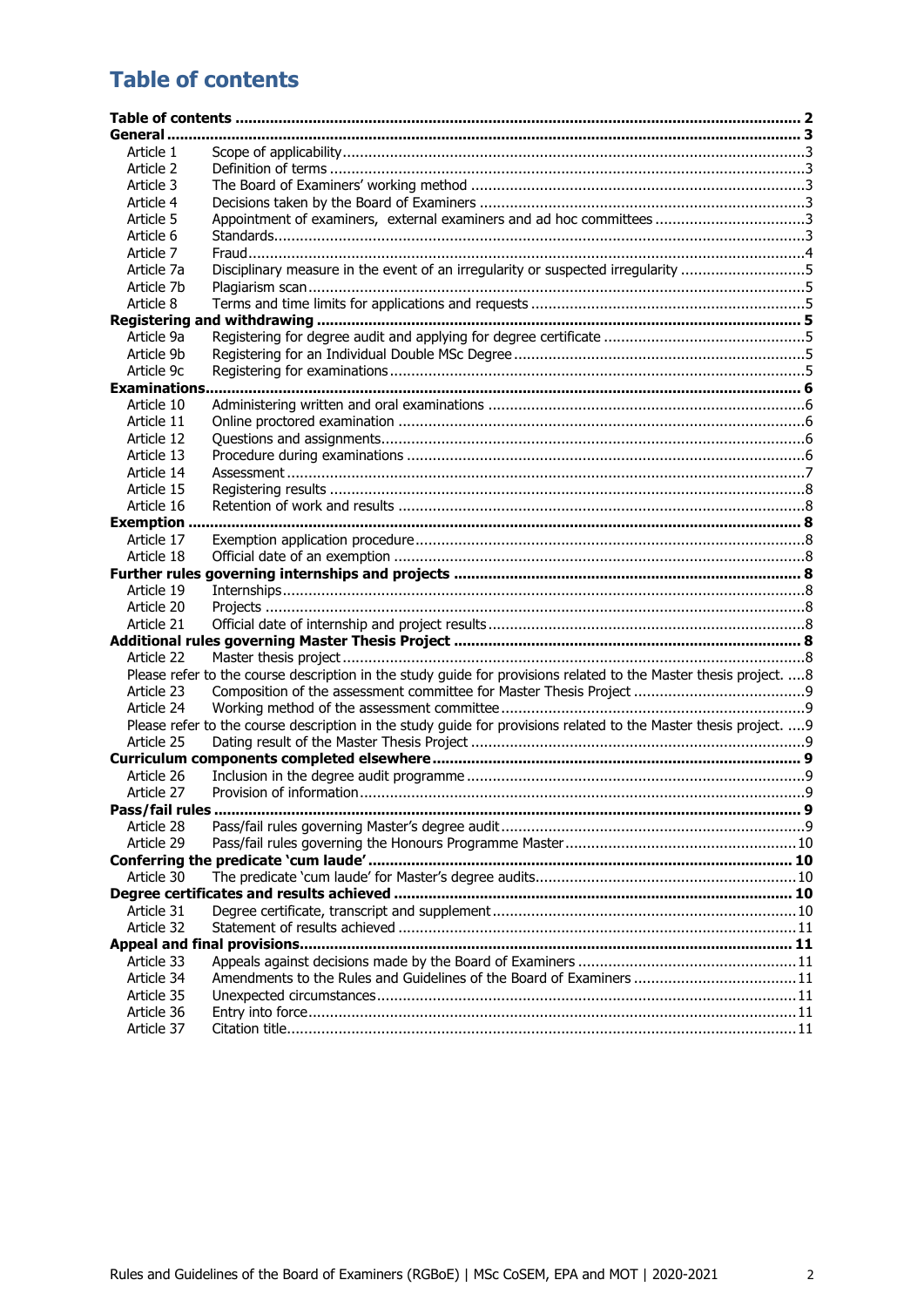# Table of contents

| | | |
|---|---|---|
| **Table of contents** | | **2** |
| **General** | | **3** |
| Article 1 | Scope of applicability | 3 |
| Article 2 | Definition of terms | 3 |
| Article 3 | The Board of Examiners' working method | 3 |
| Article 4 | Decisions taken by the Board of Examiners | 3 |
| Article 5 | Appointment of examiners, external examiners and ad hoc committees | 3 |
| Article 6 | Standards | 3 |
| Article 7 | Fraud | 4 |
| Article 7a | Disciplinary measure in the event of an irregularity or suspected irregularity | 5 |
| Article 7b | Plagiarism scan | 5 |
| Article 8 | Terms and time limits for applications and requests | 5 |
| **Registering and withdrawing** | | **5** |
| Article 9a | Registering for degree audit and applying for degree certificate | 5 |
| Article 9b | Registering for an Individual Double MSc Degree | 5 |
| Article 9c | Registering for examinations | 5 |
| **Examinations** | | **6** |
| Article 10 | Administering written and oral examinations | 6 |
| Article 11 | Online proctored examination | 6 |
| Article 12 | Questions and assignments | 6 |
| Article 13 | Procedure during examinations | 6 |
| Article 14 | Assessment | 7 |
| Article 15 | Registering results | 8 |
| Article 16 | Retention of work and results | 8 |
| **Exemption** | | **8** |
| Article 17 | Exemption application procedure | 8 |
| Article 18 | Official date of an exemption | 8 |
| **Further rules governing internships and projects** | | **8** |
| Article 19 | Internships | 8 |
| Article 20 | Projects | 8 |
| Article 21 | Official date of internship and project results | 8 |
| **Additional rules governing Master Thesis Project** | | **8** |
| Article 22 | Master thesis project | 8 |
| Please refer to the course description in the study guide for provisions related to the Master thesis project. | | 8 |
| Article 23 | Composition of the assessment committee for Master Thesis Project | 9 |
| Article 24 | Working method of the assessment committee | 9 |
| Please refer to the course description in the study guide for provisions related to the Master thesis project. | | 9 |
| Article 25 | Dating result of the Master Thesis Project | 9 |
| **Curriculum components completed elsewhere** | | **9** |
| Article 26 | Inclusion in the degree audit programme | 9 |
| Article 27 | Provision of information | 9 |
| **Pass/fail rules** | | **9** |
| Article 28 | Pass/fail rules governing Master's degree audit | 9 |
| Article 29 | Pass/fail rules governing the Honours Programme Master | 10 |
| **Conferring the predicate 'cum laude'** | | **10** |
| Article 30 | The predicate 'cum laude' for Master's degree audits | 10 |
| **Degree certificates and results achieved** | | **10** |
| Article 31 | Degree certificate, transcript and supplement | 10 |
| Article 32 | Statement of results achieved | 11 |
| **Appeal and final provisions** | | **11** |
| Article 33 | Appeals against decisions made by the Board of Examiners | 11 |
| Article 34 | Amendments to the Rules and Guidelines of the Board of Examiners | 11 |
| Article 35 | Unexpected circumstances | 11 |
| Article 36 | Entry into force | 11 |
| Article 37 | Citation title | 11 |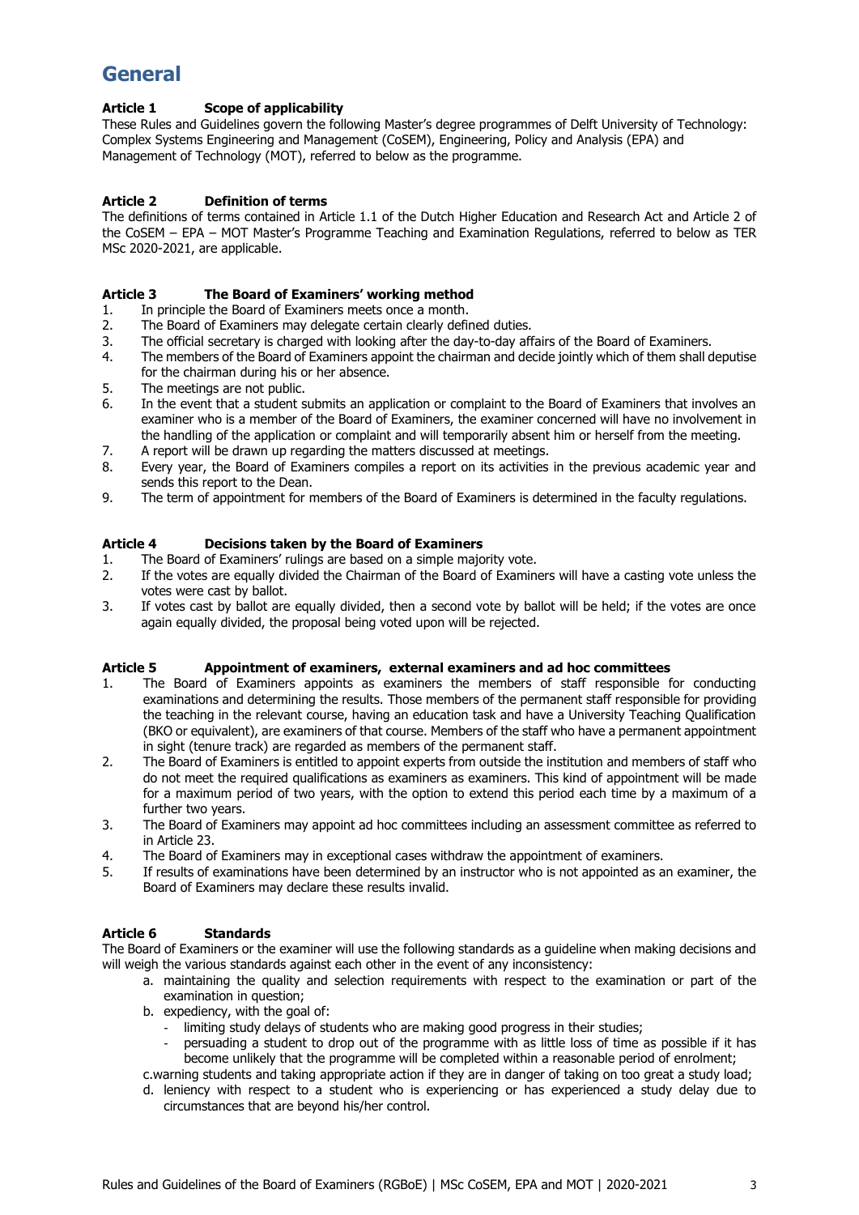# General

### Article 1 Scope of applicability

These Rules and Guidelines govern the following Master's degree programmes of Delft University of Technology: Complex Systems Engineering and Management (CoSEM), Engineering, Policy and Analysis (EPA) and Management of Technology (MOT), referred to below as the programme.

### Article 2 Definition of terms

The definitions of terms contained in Article 1.1 of the Dutch Higher Education and Research Act and Article 2 of the CoSEM – EPA – MOT Master's Programme Teaching and Examination Regulations, referred to below as TER MSc 2020-2021, are applicable.

### Article 3 The Board of Examiners' working method

1. In principle the Board of Examiners meets once a month.
2. The Board of Examiners may delegate certain clearly defined duties.
3. The official secretary is charged with looking after the day-to-day affairs of the Board of Examiners.
4. The members of the Board of Examiners appoint the chairman and decide jointly which of them shall deputise for the chairman during his or her absence.
5. The meetings are not public.
6. In the event that a student submits an application or complaint to the Board of Examiners that involves an examiner who is a member of the Board of Examiners, the examiner concerned will have no involvement in the handling of the application or complaint and will temporarily absent him or herself from the meeting.
7. A report will be drawn up regarding the matters discussed at meetings.
8. Every year, the Board of Examiners compiles a report on its activities in the previous academic year and sends this report to the Dean.
9. The term of appointment for members of the Board of Examiners is determined in the faculty regulations.

### Article 4 Decisions taken by the Board of Examiners

1. The Board of Examiners' rulings are based on a simple majority vote.
2. If the votes are equally divided the Chairman of the Board of Examiners will have a casting vote unless the votes were cast by ballot.
3. If votes cast by ballot are equally divided, then a second vote by ballot will be held; if the votes are once again equally divided, the proposal being voted upon will be rejected.

### Article 5 Appointment of examiners, external examiners and ad hoc committees

1. The Board of Examiners appoints as examiners the members of staff responsible for conducting examinations and determining the results. Those members of the permanent staff responsible for providing the teaching in the relevant course, having an education task and have a University Teaching Qualification (BKO or equivalent), are examiners of that course. Members of the staff who have a permanent appointment in sight (tenure track) are regarded as members of the permanent staff.
2. The Board of Examiners is entitled to appoint experts from outside the institution and members of staff who do not meet the required qualifications as examiners as examiners. This kind of appointment will be made for a maximum period of two years, with the option to extend this period each time by a maximum of a further two years.
3. The Board of Examiners may appoint ad hoc committees including an assessment committee as referred to in Article 23.
4. The Board of Examiners may in exceptional cases withdraw the appointment of examiners.
5. If results of examinations have been determined by an instructor who is not appointed as an examiner, the Board of Examiners may declare these results invalid.

### Article 6 Standards

The Board of Examiners or the examiner will use the following standards as a guideline when making decisions and will weigh the various standards against each other in the event of any inconsistency:

a. maintaining the quality and selection requirements with respect to the examination or part of the examination in question;
b. expediency, with the goal of:
   - limiting study delays of students who are making good progress in their studies;
   - persuading a student to drop out of the programme with as little loss of time as possible if it has become unlikely that the programme will be completed within a reasonable period of enrolment;
c. warning students and taking appropriate action if they are in danger of taking on too great a study load;
d. leniency with respect to a student who is experiencing or has experienced a study delay due to circumstances that are beyond his/her control.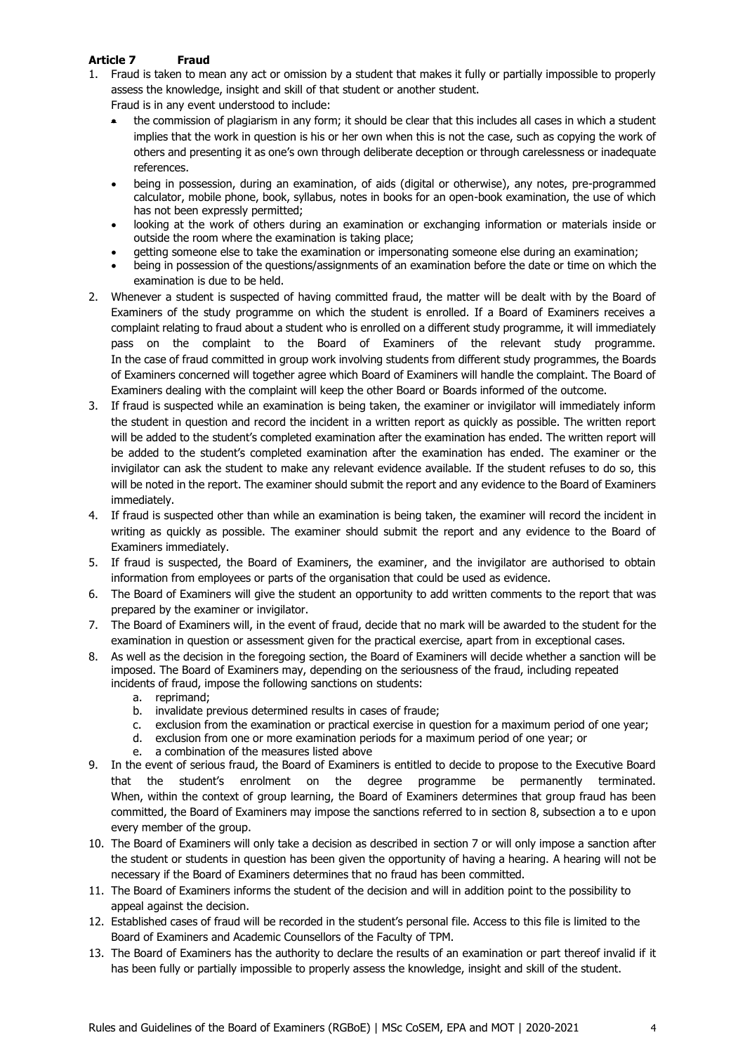### Article 7 Fraud

1. Fraud is taken to mean any act or omission by a student that makes it fully or partially impossible to properly assess the knowledge, insight and skill of that student or another student.
   Fraud is in any event understood to include:
   - the commission of plagiarism in any form; it should be clear that this includes all cases in which a student implies that the work in question is his or her own when this is not the case, such as copying the work of others and presenting it as one's own through deliberate deception or through carelessness or inadequate references.
   - being in possession, during an examination, of aids (digital or otherwise), any notes, pre-programmed calculator, mobile phone, book, syllabus, notes in books for an open-book examination, the use of which has not been expressly permitted;
   - looking at the work of others during an examination or exchanging information or materials inside or outside the room where the examination is taking place;
   - getting someone else to take the examination or impersonating someone else during an examination;
   - being in possession of the questions/assignments of an examination before the date or time on which the examination is due to be held.
2. Whenever a student is suspected of having committed fraud, the matter will be dealt with by the Board of Examiners of the study programme on which the student is enrolled. If a Board of Examiners receives a complaint relating to fraud about a student who is enrolled on a different study programme, it will immediately pass on the complaint to the Board of Examiners of the relevant study programme. In the case of fraud committed in group work involving students from different study programmes, the Boards of Examiners concerned will together agree which Board of Examiners will handle the complaint. The Board of Examiners dealing with the complaint will keep the other Board or Boards informed of the outcome.
3. If fraud is suspected while an examination is being taken, the examiner or invigilator will immediately inform the student in question and record the incident in a written report as quickly as possible. The written report will be added to the student's completed examination after the examination has ended. The written report will be added to the student's completed examination after the examination has ended. The examiner or the invigilator can ask the student to make any relevant evidence available. If the student refuses to do so, this will be noted in the report. The examiner should submit the report and any evidence to the Board of Examiners immediately.
4. If fraud is suspected other than while an examination is being taken, the examiner will record the incident in writing as quickly as possible. The examiner should submit the report and any evidence to the Board of Examiners immediately.
5. If fraud is suspected, the Board of Examiners, the examiner, and the invigilator are authorised to obtain information from employees or parts of the organisation that could be used as evidence.
6. The Board of Examiners will give the student an opportunity to add written comments to the report that was prepared by the examiner or invigilator.
7. The Board of Examiners will, in the event of fraud, decide that no mark will be awarded to the student for the examination in question or assessment given for the practical exercise, apart from in exceptional cases.
8. As well as the decision in the foregoing section, the Board of Examiners will decide whether a sanction will be imposed. The Board of Examiners may, depending on the seriousness of the fraud, including repeated incidents of fraud, impose the following sanctions on students:
   a. reprimand;
   b. invalidate previous determined results in cases of fraude;
   c. exclusion from the examination or practical exercise in question for a maximum period of one year;
   d. exclusion from one or more examination periods for a maximum period of one year; or
   e. a combination of the measures listed above
9. In the event of serious fraud, the Board of Examiners is entitled to decide to propose to the Executive Board that the student's enrolment on the degree programme be permanently terminated. When, within the context of group learning, the Board of Examiners determines that group fraud has been committed, the Board of Examiners may impose the sanctions referred to in section 8, subsection a to e upon every member of the group.
10. The Board of Examiners will only take a decision as described in section 7 or will only impose a sanction after the student or students in question has been given the opportunity of having a hearing. A hearing will not be necessary if the Board of Examiners determines that no fraud has been committed.
11. The Board of Examiners informs the student of the decision and will in addition point to the possibility to appeal against the decision.
12. Established cases of fraud will be recorded in the student's personal file. Access to this file is limited to the Board of Examiners and Academic Counsellors of the Faculty of TPM.
13. The Board of Examiners has the authority to declare the results of an examination or part thereof invalid if it has been fully or partially impossible to properly assess the knowledge, insight and skill of the student.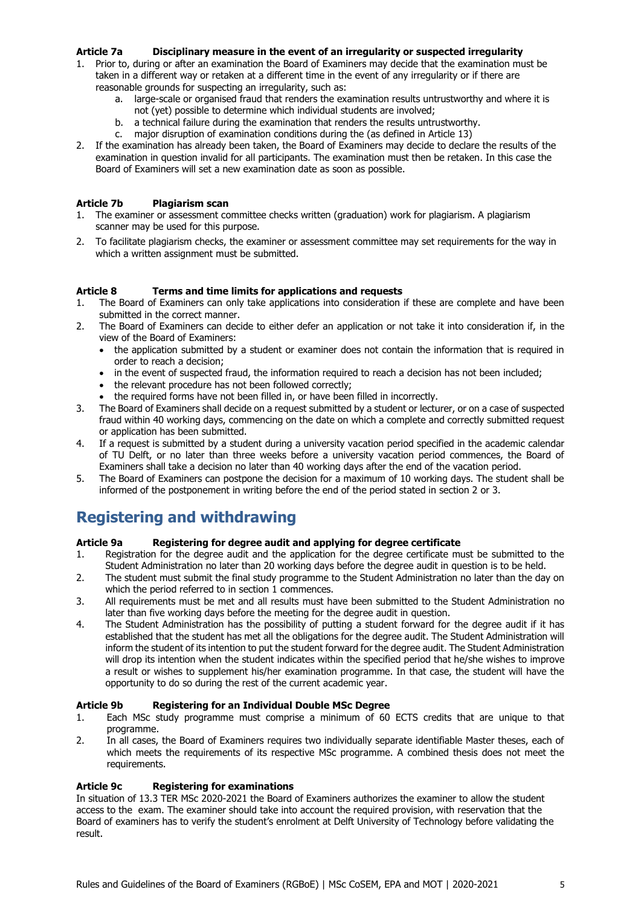#### Article 7a Disciplinary measure in the event of an irregularity or suspected irregularity

1. Prior to, during or after an examination the Board of Examiners may decide that the examination must be taken in a different way or retaken at a different time in the event of any irregularity or if there are reasonable grounds for suspecting an irregularity, such as:
   a. large-scale or organised fraud that renders the examination results untrustworthy and where it is not (yet) possible to determine which individual students are involved;
   b. a technical failure during the examination that renders the results untrustworthy.
   c. major disruption of examination conditions during the (as defined in Article 13)
2. If the examination has already been taken, the Board of Examiners may decide to declare the results of the examination in question invalid for all participants. The examination must then be retaken. In this case the Board of Examiners will set a new examination date as soon as possible.

#### Article 7b Plagiarism scan

1. The examiner or assessment committee checks written (graduation) work for plagiarism. A plagiarism scanner may be used for this purpose.
2. To facilitate plagiarism checks, the examiner or assessment committee may set requirements for the way in which a written assignment must be submitted.

#### Article 8 Terms and time limits for applications and requests

1. The Board of Examiners can only take applications into consideration if these are complete and have been submitted in the correct manner.
2. The Board of Examiners can decide to either defer an application or not take it into consideration if, in the view of the Board of Examiners:
   - the application submitted by a student or examiner does not contain the information that is required in order to reach a decision;
   - in the event of suspected fraud, the information required to reach a decision has not been included;
   - the relevant procedure has not been followed correctly;
   - the required forms have not been filled in, or have been filled in incorrectly.
3. The Board of Examiners shall decide on a request submitted by a student or lecturer, or on a case of suspected fraud within 40 working days, commencing on the date on which a complete and correctly submitted request or application has been submitted.
4. If a request is submitted by a student during a university vacation period specified in the academic calendar of TU Delft, or no later than three weeks before a university vacation period commences, the Board of Examiners shall take a decision no later than 40 working days after the end of the vacation period.
5. The Board of Examiners can postpone the decision for a maximum of 10 working days. The student shall be informed of the postponement in writing before the end of the period stated in section 2 or 3.

## Registering and withdrawing

#### Article 9a Registering for degree audit and applying for degree certificate

1. Registration for the degree audit and the application for the degree certificate must be submitted to the Student Administration no later than 20 working days before the degree audit in question is to be held.
2. The student must submit the final study programme to the Student Administration no later than the day on which the period referred to in section 1 commences.
3. All requirements must be met and all results must have been submitted to the Student Administration no later than five working days before the meeting for the degree audit in question.
4. The Student Administration has the possibility of putting a student forward for the degree audit if it has established that the student has met all the obligations for the degree audit. The Student Administration will inform the student of its intention to put the student forward for the degree audit. The Student Administration will drop its intention when the student indicates within the specified period that he/she wishes to improve a result or wishes to supplement his/her examination programme. In that case, the student will have the opportunity to do so during the rest of the current academic year.

#### Article 9b Registering for an Individual Double MSc Degree

1. Each MSc study programme must comprise a minimum of 60 ECTS credits that are unique to that programme.
2. In all cases, the Board of Examiners requires two individually separate identifiable Master theses, each of which meets the requirements of its respective MSc programme. A combined thesis does not meet the requirements.

#### Article 9c Registering for examinations

In situation of 13.3 TER MSc 2020-2021 the Board of Examiners authorizes the examiner to allow the student access to the exam. The examiner should take into account the required provision, with reservation that the Board of examiners has to verify the student's enrolment at Delft University of Technology before validating the result.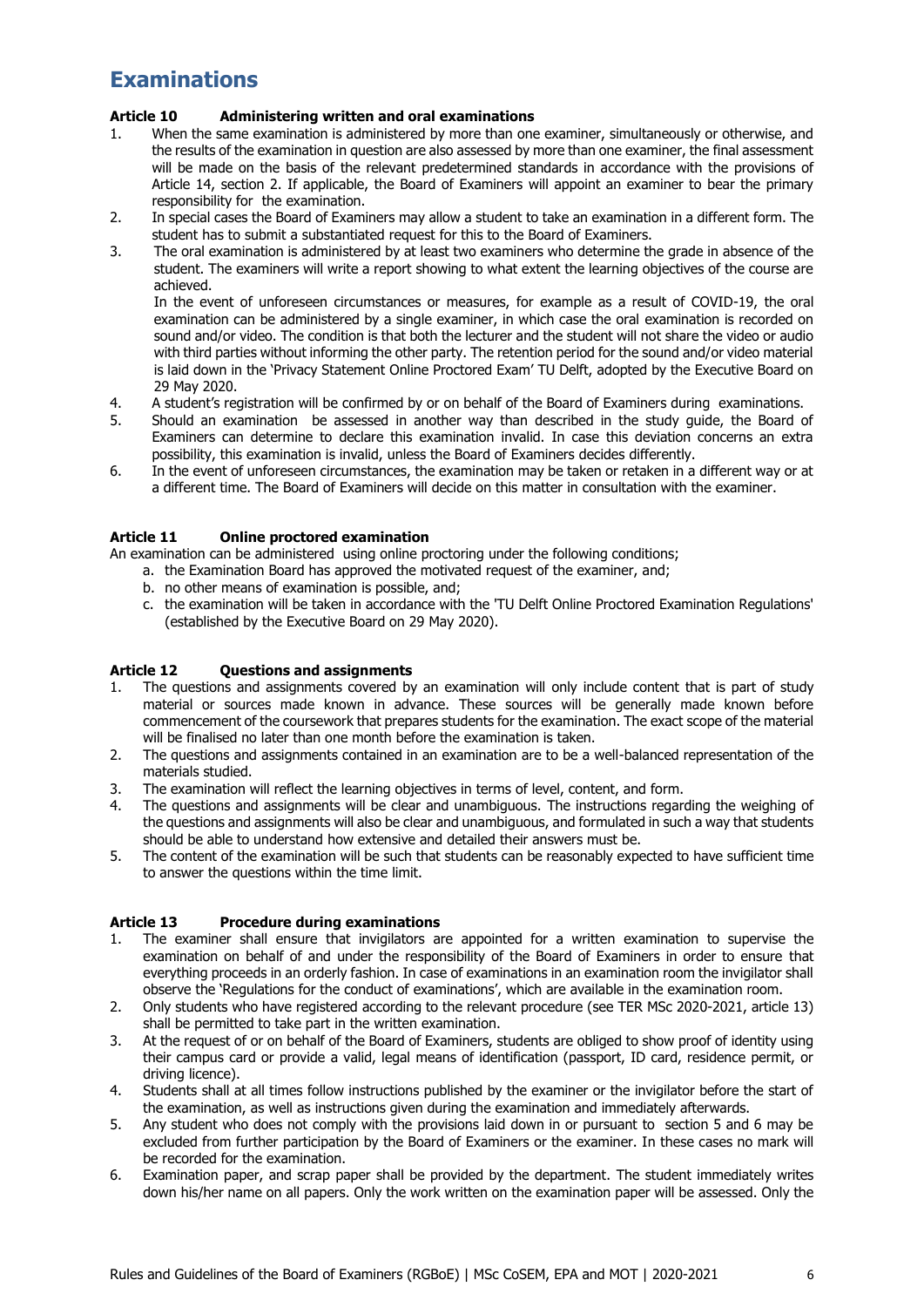# Examinations

### Article 10 Administering written and oral examinations

1. When the same examination is administered by more than one examiner, simultaneously or otherwise, and the results of the examination in question are also assessed by more than one examiner, the final assessment will be made on the basis of the relevant predetermined standards in accordance with the provisions of Article 14, section 2. If applicable, the Board of Examiners will appoint an examiner to bear the primary responsibility for the examination.
2. In special cases the Board of Examiners may allow a student to take an examination in a different form. The student has to submit a substantiated request for this to the Board of Examiners.
3. The oral examination is administered by at least two examiners who determine the grade in absence of the student. The examiners will write a report showing to what extent the learning objectives of the course are achieved.
   In the event of unforeseen circumstances or measures, for example as a result of COVID-19, the oral examination can be administered by a single examiner, in which case the oral examination is recorded on sound and/or video. The condition is that both the lecturer and the student will not share the video or audio with third parties without informing the other party. The retention period for the sound and/or video material is laid down in the 'Privacy Statement Online Proctored Exam' TU Delft, adopted by the Executive Board on 29 May 2020.
4. A student's registration will be confirmed by or on behalf of the Board of Examiners during examinations.
5. Should an examination be assessed in another way than described in the study guide, the Board of Examiners can determine to declare this examination invalid. In case this deviation concerns an extra possibility, this examination is invalid, unless the Board of Examiners decides differently.
6. In the event of unforeseen circumstances, the examination may be taken or retaken in a different way or at a different time. The Board of Examiners will decide on this matter in consultation with the examiner.

### Article 11 Online proctored examination

An examination can be administered using online proctoring under the following conditions;

a. the Examination Board has approved the motivated request of the examiner, and;
b. no other means of examination is possible, and;
c. the examination will be taken in accordance with the 'TU Delft Online Proctored Examination Regulations' (established by the Executive Board on 29 May 2020).

### Article 12 Questions and assignments

1. The questions and assignments covered by an examination will only include content that is part of study material or sources made known in advance. These sources will be generally made known before commencement of the coursework that prepares students for the examination. The exact scope of the material will be finalised no later than one month before the examination is taken.
2. The questions and assignments contained in an examination are to be a well-balanced representation of the materials studied.
3. The examination will reflect the learning objectives in terms of level, content, and form.
4. The questions and assignments will be clear and unambiguous. The instructions regarding the weighing of the questions and assignments will also be clear and unambiguous, and formulated in such a way that students should be able to understand how extensive and detailed their answers must be.
5. The content of the examination will be such that students can be reasonably expected to have sufficient time to answer the questions within the time limit.

### Article 13 Procedure during examinations

1. The examiner shall ensure that invigilators are appointed for a written examination to supervise the examination on behalf of and under the responsibility of the Board of Examiners in order to ensure that everything proceeds in an orderly fashion. In case of examinations in an examination room the invigilator shall observe the 'Regulations for the conduct of examinations', which are available in the examination room.
2. Only students who have registered according to the relevant procedure (see TER MSc 2020-2021, article 13) shall be permitted to take part in the written examination.
3. At the request of or on behalf of the Board of Examiners, students are obliged to show proof of identity using their campus card or provide a valid, legal means of identification (passport, ID card, residence permit, or driving licence).
4. Students shall at all times follow instructions published by the examiner or the invigilator before the start of the examination, as well as instructions given during the examination and immediately afterwards.
5. Any student who does not comply with the provisions laid down in or pursuant to section 5 and 6 may be excluded from further participation by the Board of Examiners or the examiner. In these cases no mark will be recorded for the examination.
6. Examination paper, and scrap paper shall be provided by the department. The student immediately writes down his/her name on all papers. Only the work written on the examination paper will be assessed. Only the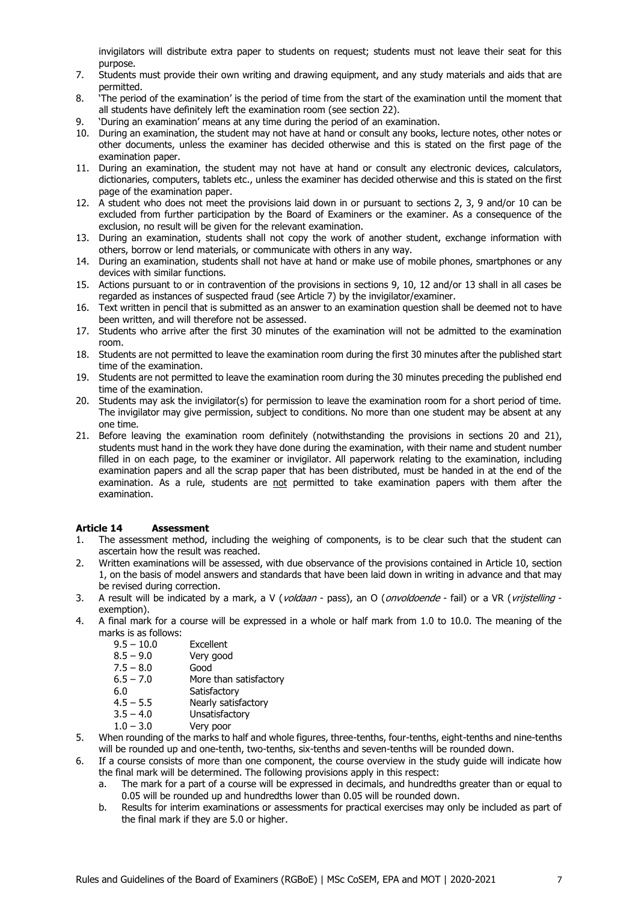invigilators will distribute extra paper to students on request; students must not leave their seat for this purpose.

7. Students must provide their own writing and drawing equipment, and any study materials and aids that are permitted.
8. 'The period of the examination' is the period of time from the start of the examination until the moment that all students have definitely left the examination room (see section 22).
9. 'During an examination' means at any time during the period of an examination.
10. During an examination, the student may not have at hand or consult any books, lecture notes, other notes or other documents, unless the examiner has decided otherwise and this is stated on the first page of the examination paper.
11. During an examination, the student may not have at hand or consult any electronic devices, calculators, dictionaries, computers, tablets etc., unless the examiner has decided otherwise and this is stated on the first page of the examination paper.
12. A student who does not meet the provisions laid down in or pursuant to sections 2, 3, 9 and/or 10 can be excluded from further participation by the Board of Examiners or the examiner. As a consequence of the exclusion, no result will be given for the relevant examination.
13. During an examination, students shall not copy the work of another student, exchange information with others, borrow or lend materials, or communicate with others in any way.
14. During an examination, students shall not have at hand or make use of mobile phones, smartphones or any devices with similar functions.
15. Actions pursuant to or in contravention of the provisions in sections 9, 10, 12 and/or 13 shall in all cases be regarded as instances of suspected fraud (see Article 7) by the invigilator/examiner.
16. Text written in pencil that is submitted as an answer to an examination question shall be deemed not to have been written, and will therefore not be assessed.
17. Students who arrive after the first 30 minutes of the examination will not be admitted to the examination room.
18. Students are not permitted to leave the examination room during the first 30 minutes after the published start time of the examination.
19. Students are not permitted to leave the examination room during the 30 minutes preceding the published end time of the examination.
20. Students may ask the invigilator(s) for permission to leave the examination room for a short period of time. The invigilator may give permission, subject to conditions. No more than one student may be absent at any one time.
21. Before leaving the examination room definitely (notwithstanding the provisions in sections 20 and 21), students must hand in the work they have done during the examination, with their name and student number filled in on each page, to the examiner or invigilator. All paperwork relating to the examination, including examination papers and all the scrap paper that has been distributed, must be handed in at the end of the examination. As a rule, students are not permitted to take examination papers with them after the examination.

### Article 14 Assessment

1. The assessment method, including the weighing of components, is to be clear such that the student can ascertain how the result was reached.
2. Written examinations will be assessed, with due observance of the provisions contained in Article 10, section 1, on the basis of model answers and standards that have been laid down in writing in advance and that may be revised during correction.
3. A result will be indicated by a mark, a V (*voldaan* - pass), an O (*onvoldoende* - fail) or a VR (*vrijstelling* - exemption).
4. A final mark for a course will be expressed in a whole or half mark from 1.0 to 10.0. The meaning of the marks is as follows:

   | | |
   |---|---|
   | 9.5 – 10.0 | Excellent |
   | 8.5 – 9.0 | Very good |
   | 7.5 – 8.0 | Good |
   | 6.5 – 7.0 | More than satisfactory |
   | 6.0 | Satisfactory |
   | 4.5 – 5.5 | Nearly satisfactory |
   | 3.5 – 4.0 | Unsatisfactory |
   | 1.0 – 3.0 | Very poor |

5. When rounding of the marks to half and whole figures, three-tenths, four-tenths, eight-tenths and nine-tenths will be rounded up and one-tenth, two-tenths, six-tenths and seven-tenths will be rounded down.
6. If a course consists of more than one component, the course overview in the study guide will indicate how the final mark will be determined. The following provisions apply in this respect:
   a. The mark for a part of a course will be expressed in decimals, and hundredths greater than or equal to 0.05 will be rounded up and hundredths lower than 0.05 will be rounded down.
   b. Results for interim examinations or assessments for practical exercises may only be included as part of the final mark if they are 5.0 or higher.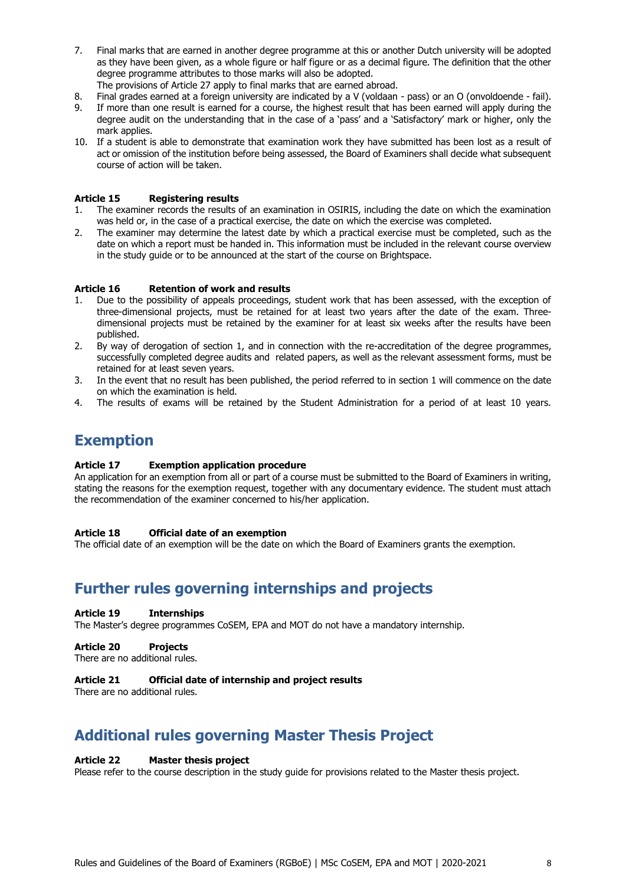7. Final marks that are earned in another degree programme at this or another Dutch university will be adopted as they have been given, as a whole figure or half figure or as a decimal figure. The definition that the other degree programme attributes to those marks will also be adopted.
   The provisions of Article 27 apply to final marks that are earned abroad.
8. Final grades earned at a foreign university are indicated by a V (voldaan - pass) or an O (onvoldoende - fail).
9. If more than one result is earned for a course, the highest result that has been earned will apply during the degree audit on the understanding that in the case of a 'pass' and a 'Satisfactory' mark or higher, only the mark applies.
10. If a student is able to demonstrate that examination work they have submitted has been lost as a result of act or omission of the institution before being assessed, the Board of Examiners shall decide what subsequent course of action will be taken.

**Article 15 Registering results**

1. The examiner records the results of an examination in OSIRIS, including the date on which the examination was held or, in the case of a practical exercise, the date on which the exercise was completed.
2. The examiner may determine the latest date by which a practical exercise must be completed, such as the date on which a report must be handed in. This information must be included in the relevant course overview in the study guide or to be announced at the start of the course on Brightspace.

**Article 16 Retention of work and results**

1. Due to the possibility of appeals proceedings, student work that has been assessed, with the exception of three-dimensional projects, must be retained for at least two years after the date of the exam. Three-dimensional projects must be retained by the examiner for at least six weeks after the results have been published.
2. By way of derogation of section 1, and in connection with the re-accreditation of the degree programmes, successfully completed degree audits and related papers, as well as the relevant assessment forms, must be retained for at least seven years.
3. In the event that no result has been published, the period referred to in section 1 will commence on the date on which the examination is held.
4. The results of exams will be retained by the Student Administration for a period of at least 10 years.

# Exemption

**Article 17 Exemption application procedure**

An application for an exemption from all or part of a course must be submitted to the Board of Examiners in writing, stating the reasons for the exemption request, together with any documentary evidence. The student must attach the recommendation of the examiner concerned to his/her application.

**Article 18 Official date of an exemption**

The official date of an exemption will be the date on which the Board of Examiners grants the exemption.

# Further rules governing internships and projects

**Article 19 Internships**

The Master's degree programmes CoSEM, EPA and MOT do not have a mandatory internship.

**Article 20 Projects**

There are no additional rules.

**Article 21 Official date of internship and project results**

There are no additional rules.

# Additional rules governing Master Thesis Project

**Article 22 Master thesis project**

Please refer to the course description in the study guide for provisions related to the Master thesis project.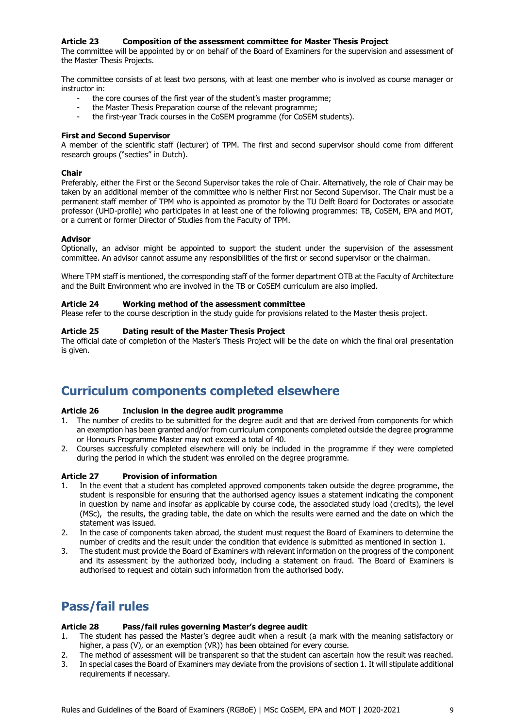### Article 23 Composition of the assessment committee for Master Thesis Project

The committee will be appointed by or on behalf of the Board of Examiners for the supervision and assessment of the Master Thesis Projects.

The committee consists of at least two persons, with at least one member who is involved as course manager or instructor in:

- the core courses of the first year of the student's master programme;
- the Master Thesis Preparation course of the relevant programme;
- the first-year Track courses in the CoSEM programme (for CoSEM students).

**First and Second Supervisor**

A member of the scientific staff (lecturer) of TPM. The first and second supervisor should come from different research groups ("secties" in Dutch).

**Chair**

Preferably, either the First or the Second Supervisor takes the role of Chair. Alternatively, the role of Chair may be taken by an additional member of the committee who is neither First nor Second Supervisor. The Chair must be a permanent staff member of TPM who is appointed as promotor by the TU Delft Board for Doctorates or associate professor (UHD-profile) who participates in at least one of the following programmes: TB, CoSEM, EPA and MOT, or a current or former Director of Studies from the Faculty of TPM.

**Advisor**

Optionally, an advisor might be appointed to support the student under the supervision of the assessment committee. An advisor cannot assume any responsibilities of the first or second supervisor or the chairman.

Where TPM staff is mentioned, the corresponding staff of the former department OTB at the Faculty of Architecture and the Built Environment who are involved in the TB or CoSEM curriculum are also implied.

### Article 24 Working method of the assessment committee

Please refer to the course description in the study guide for provisions related to the Master thesis project.

### Article 25 Dating result of the Master Thesis Project

The official date of completion of the Master's Thesis Project will be the date on which the final oral presentation is given.

## Curriculum components completed elsewhere

### Article 26 Inclusion in the degree audit programme

1. The number of credits to be submitted for the degree audit and that are derived from components for which an exemption has been granted and/or from curriculum components completed outside the degree programme or Honours Programme Master may not exceed a total of 40.
2. Courses successfully completed elsewhere will only be included in the programme if they were completed during the period in which the student was enrolled on the degree programme.

### Article 27 Provision of information

1. In the event that a student has completed approved components taken outside the degree programme, the student is responsible for ensuring that the authorised agency issues a statement indicating the component in question by name and insofar as applicable by course code, the associated study load (credits), the level (MSc), the results, the grading table, the date on which the results were earned and the date on which the statement was issued.
2. In the case of components taken abroad, the student must request the Board of Examiners to determine the number of credits and the result under the condition that evidence is submitted as mentioned in section 1.
3. The student must provide the Board of Examiners with relevant information on the progress of the component and its assessment by the authorized body, including a statement on fraud. The Board of Examiners is authorised to request and obtain such information from the authorised body.

## Pass/fail rules

### Article 28 Pass/fail rules governing Master's degree audit

1. The student has passed the Master's degree audit when a result (a mark with the meaning satisfactory or higher, a pass (V), or an exemption (VR)) has been obtained for every course.
2. The method of assessment will be transparent so that the student can ascertain how the result was reached.
3. In special cases the Board of Examiners may deviate from the provisions of section 1. It will stipulate additional requirements if necessary.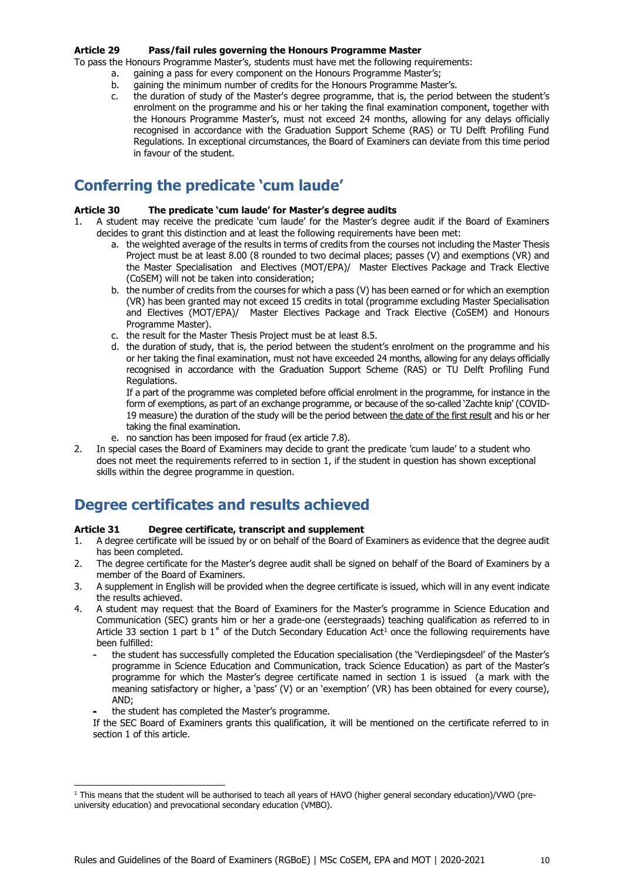#### Article 29 Pass/fail rules governing the Honours Programme Master

To pass the Honours Programme Master's, students must have met the following requirements:

a. gaining a pass for every component on the Honours Programme Master's;
b. gaining the minimum number of credits for the Honours Programme Master's.
c. the duration of study of the Master's degree programme, that is, the period between the student's enrolment on the programme and his or her taking the final examination component, together with the Honours Programme Master's, must not exceed 24 months, allowing for any delays officially recognised in accordance with the Graduation Support Scheme (RAS) or TU Delft Profiling Fund Regulations. In exceptional circumstances, the Board of Examiners can deviate from this time period in favour of the student.

## Conferring the predicate 'cum laude'

#### Article 30 The predicate 'cum laude' for Master's degree audits

1. A student may receive the predicate 'cum laude' for the Master's degree audit if the Board of Examiners decides to grant this distinction and at least the following requirements have been met:
   a. the weighted average of the results in terms of credits from the courses not including the Master Thesis Project must be at least 8.00 (8 rounded to two decimal places; passes (V) and exemptions (VR) and the Master Specialisation and Electives (MOT/EPA)/ Master Electives Package and Track Elective (CoSEM) will not be taken into consideration;
   b. the number of credits from the courses for which a pass (V) has been earned or for which an exemption (VR) has been granted may not exceed 15 credits in total (programme excluding Master Specialisation and Electives (MOT/EPA)/ Master Electives Package and Track Elective (CoSEM) and Honours Programme Master).
   c. the result for the Master Thesis Project must be at least 8.5.
   d. the duration of study, that is, the period between the student's enrolment on the programme and his or her taking the final examination, must not have exceeded 24 months, allowing for any delays officially recognised in accordance with the Graduation Support Scheme (RAS) or TU Delft Profiling Fund Regulations.
      If a part of the programme was completed before official enrolment in the programme, for instance in the form of exemptions, as part of an exchange programme, or because of the so-called 'Zachte knip' (COVID-19 measure) the duration of the study will be the period between the date of the first result and his or her taking the final examination.
   e. no sanction has been imposed for fraud (ex article 7.8).
2. In special cases the Board of Examiners may decide to grant the predicate 'cum laude' to a student who does not meet the requirements referred to in section 1, if the student in question has shown exceptional skills within the degree programme in question.

## Degree certificates and results achieved

#### Article 31 Degree certificate, transcript and supplement

1. A degree certificate will be issued by or on behalf of the Board of Examiners as evidence that the degree audit has been completed.
2. The degree certificate for the Master's degree audit shall be signed on behalf of the Board of Examiners by a member of the Board of Examiners.
3. A supplement in English will be provided when the degree certificate is issued, which will in any event indicate the results achieved.
4. A student may request that the Board of Examiners for the Master's programme in Science Education and Communication (SEC) grants him or her a grade-one (eerstegraads) teaching qualification as referred to in Article 33 section 1 part b 1° of the Dutch Secondary Education Act[1] once the following requirements have been fulfilled:
   - the student has successfully completed the Education specialisation (the 'Verdiepingsdeel' of the Master's programme in Science Education and Communication, track Science Education) as part of the Master's programme for which the Master's degree certificate named in section 1 is issued (a mark with the meaning satisfactory or higher, a 'pass' (V) or an 'exemption' (VR) has been obtained for every course), AND;
   - the student has completed the Master's programme.

   If the SEC Board of Examiners grants this qualification, it will be mentioned on the certificate referred to in section 1 of this article.

[1] This means that the student will be authorised to teach all years of HAVO (higher general secondary education)/VWO (pre-university education) and prevocational secondary education (VMBO).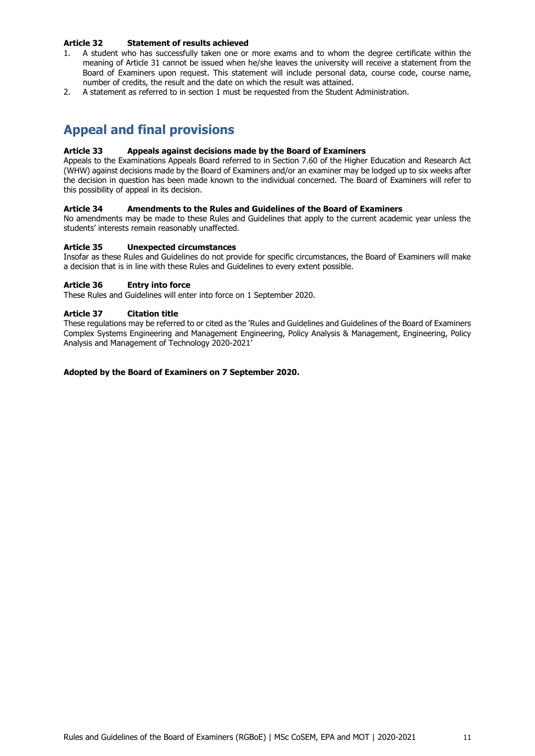#### Article 32 Statement of results achieved

1. A student who has successfully taken one or more exams and to whom the degree certificate within the meaning of Article 31 cannot be issued when he/she leaves the university will receive a statement from the Board of Examiners upon request. This statement will include personal data, course code, course name, number of credits, the result and the date on which the result was attained.
2. A statement as referred to in section 1 must be requested from the Student Administration.

## Appeal and final provisions

#### Article 33 Appeals against decisions made by the Board of Examiners

Appeals to the Examinations Appeals Board referred to in Section 7.60 of the Higher Education and Research Act (WHW) against decisions made by the Board of Examiners and/or an examiner may be lodged up to six weeks after the decision in question has been made known to the individual concerned. The Board of Examiners will refer to this possibility of appeal in its decision.

#### Article 34 Amendments to the Rules and Guidelines of the Board of Examiners

No amendments may be made to these Rules and Guidelines that apply to the current academic year unless the students' interests remain reasonably unaffected.

#### Article 35 Unexpected circumstances

Insofar as these Rules and Guidelines do not provide for specific circumstances, the Board of Examiners will make a decision that is in line with these Rules and Guidelines to every extent possible.

#### Article 36 Entry into force

These Rules and Guidelines will enter into force on 1 September 2020.

#### Article 37 Citation title

These regulations may be referred to or cited as the 'Rules and Guidelines and Guidelines of the Board of Examiners Complex Systems Engineering and Management Engineering, Policy Analysis & Management, Engineering, Policy Analysis and Management of Technology 2020-2021'

**Adopted by the Board of Examiners on 7 September 2020.**